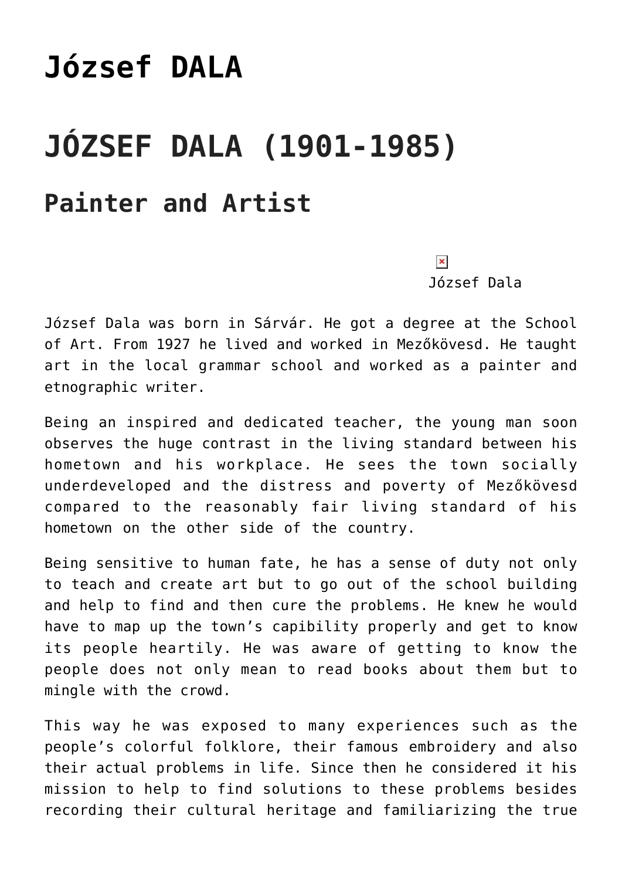# József DALA

# JÓZSEF DALA (1901-1985)

## Painter and Artist

József Dala

József Dala was born in Sárvár. He got a degree at the School of Art. From 1927 he lived and worked in Mezőkövesd. He taught art in the local grammar school and worked as a painter and etnographic writer.

Being an inspired and dedicated teacher, the young man soon observes the huge contrast in the living standard between his hometown and his workplace. He sees the town socially underdeveloped and the distress and poverty of Mezőkövesd compared to the reasonably fair living standard of his hometown on the other side of the country.

Being sensitive to human fate, he has a sense of duty not only to teach and create art but to go out of the school building and help to find and then cure the problems. He knew he would have to map up the town's capibility properly and get to know its people heartily. He was aware of getting to know the people does not only mean to read books about them but to mingle with the crowd.

This way he was exposed to many experiences such as the people's colorful folklore, their famous embroidery and also their actual problems in life. Since then he considered it his mission to help to find solutions to these problems besides recording their cultural heritage and familiarizing the true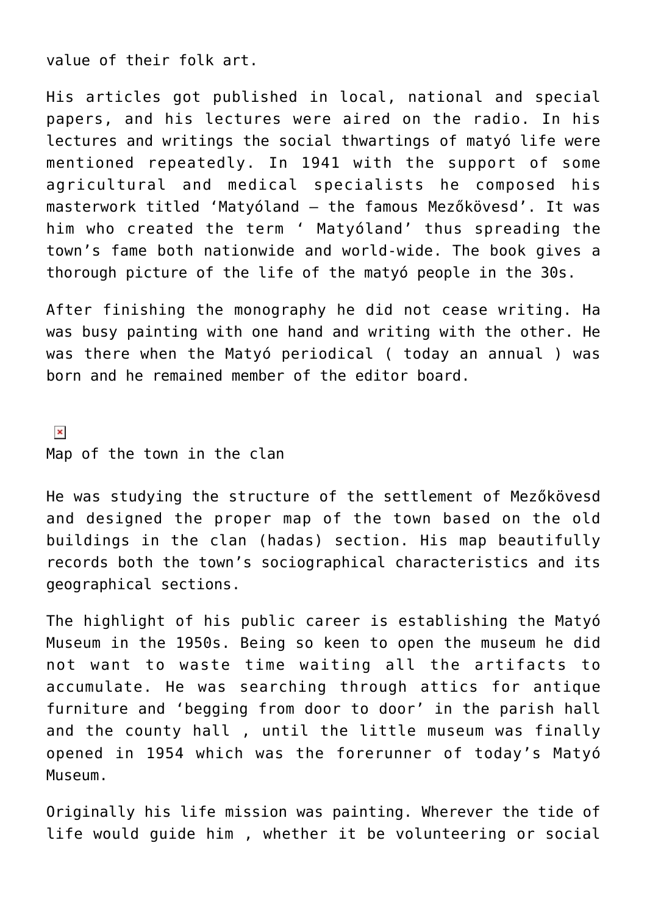value of their folk art.

His articles got published in local, national and special papers, and his lectures were aired on the radio. In his lectures and writings the social thwartings of matyó life were mentioned repeatedly. In 1941 with the support of some agricultural and medical specialists he composed his masterwork titled 'Matyóland – the famous Mezőkövesd'. It was him who created the term ' Matyóland' thus spreading the town's fame both nationwide and world-wide. The book gives a thorough picture of the life of the matyó people in the 30s.

After finishing the monography he did not cease writing. Ha was busy painting with one hand and writing with the other. He was there when the Matyó periodical ( today an annual ) was born and he remained member of the editor board.

Map of the town in the clan

He was studying the structure of the settlement of Mezőkövesd and designed the proper map of the town based on the old buildings in the clan (hadas) section. His map beautifully records both the town's sociographical characteristics and its geographical sections.

The highlight of his public career is establishing the Matyó Museum in the 1950s. Being so keen to open the museum he did not want to waste time waiting all the artifacts to accumulate. He was searching through attics for antique furniture and 'begging from door to door' in the parish hall and the county hall , until the little museum was finally opened in 1954 which was the forerunner of today's Matyó Museum.

Originally his life mission was painting. Wherever the tide of life would guide him , whether it be volunteering or social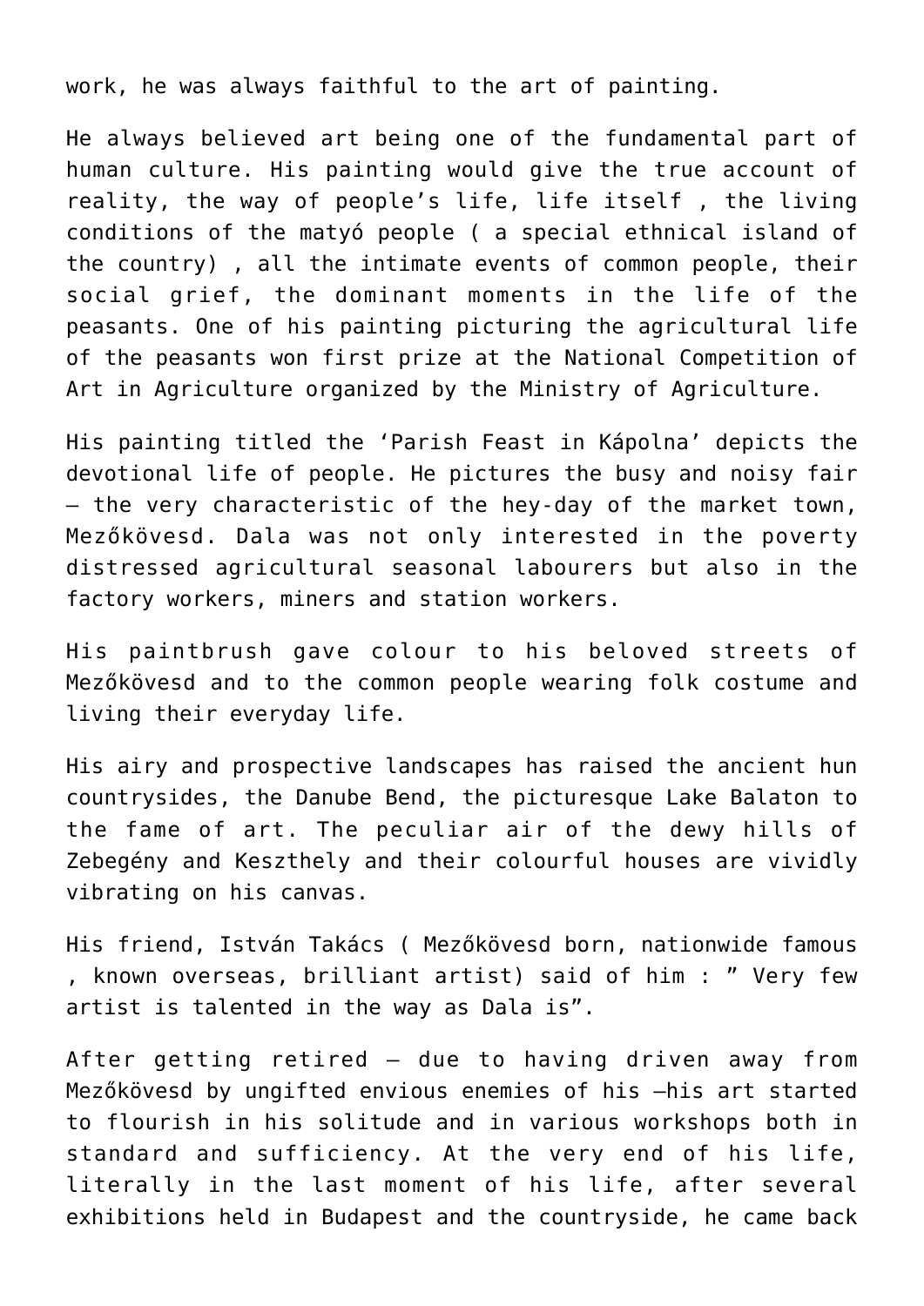work, he was always faithful to the art of painting.

He always believed art being one of the fundamental part of human culture. His painting would give the true account of reality, the way of people’s life, life itself , the living conditions of the matyó people ( a special ethnical island of the country) , all the intimate events of common people, their social grief, the dominant moments in the life of the peasants. One of his painting picturing the agricultural life of the peasants won first prize at the National Competition of Art in Agriculture organized by the Ministry of Agriculture.

His painting titled the ‘Parish Feast in Kápolna’ depicts the devotional life of people. He pictures the busy and noisy fair – the very characteristic of the hey-day of the market town, Mezőkövesd. Dala was not only interested in the poverty distressed agricultural seasonal labourers but also in the factory workers, miners and station workers.

His paintbrush gave colour to his beloved streets of Mezőkövesd and to the common people wearing folk costume and living their everyday life.

His airy and prospective landscapes has raised the ancient hun countrysides, the Danube Bend, the picturesque Lake Balaton to the fame of art. The peculiar air of the dewy hills of Zebegény and Keszthely and their colourful houses are vividly vibrating on his canvas.

His friend, István Takács ( Mezőkövesd born, nationwide famous , known overseas, brilliant artist) said of him : ” Very few artist is talented in the way as Dala is”.

After getting retired – due to having driven away from Mezőkövesd by ungifted envious enemies of his –his art started to flourish in his solitude and in various workshops both in standard and sufficiency. At the very end of his life, literally in the last moment of his life, after several exhibitions held in Budapest and the countryside, he came back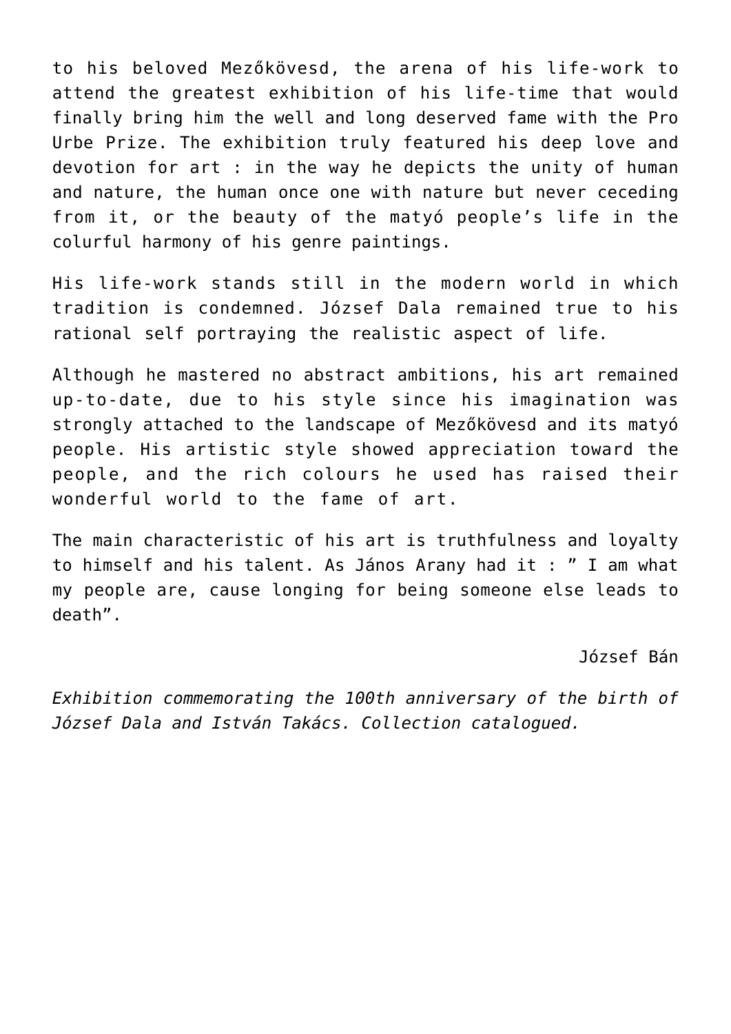to his beloved Mezőkövesd, the arena of his life-work to attend the greatest exhibition of his life-time that would finally bring him the well and long deserved fame with the Pro Urbe Prize. The exhibition truly featured his deep love and devotion for art : in the way he depicts the unity of human and nature, the human once one with nature but never ceceding from it, or the beauty of the matyó people's life in the colurful harmony of his genre paintings.

His life-work stands still in the modern world in which tradition is condemned. József Dala remained true to his rational self portraying the realistic aspect of life.

Although he mastered no abstract ambitions, his art remained up-to-date, due to his style since his imagination was strongly attached to the landscape of Mezőkövesd and its matyó people. His artistic style showed appreciation toward the people, and the rich colours he used has raised their wonderful world to the fame of art.

The main characteristic of his art is truthfulness and loyalty to himself and his talent. As János Arany had it : " I am what my people are, cause longing for being someone else leads to death".

József Bán

*Exhibition commemorating the 100th anniversary of the birth of József Dala and István Takács. Collection catalogued.*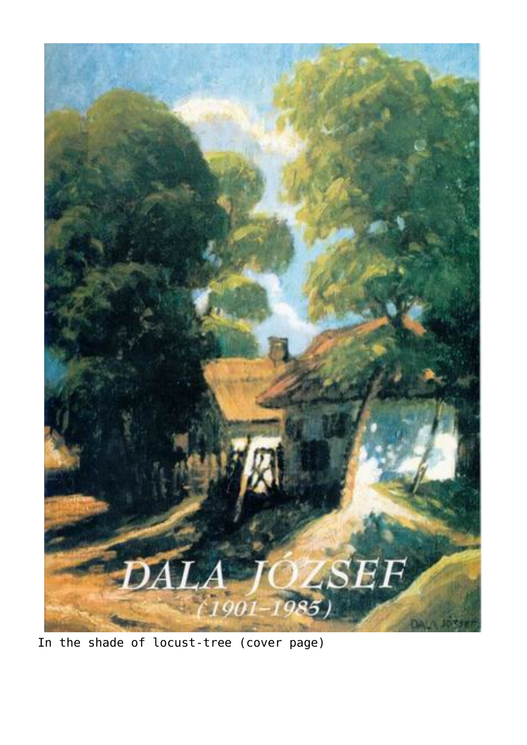DALA JÓZSEF

(1901–1985)

DALA JÓZSEF

In the shade of locust-tree (cover page)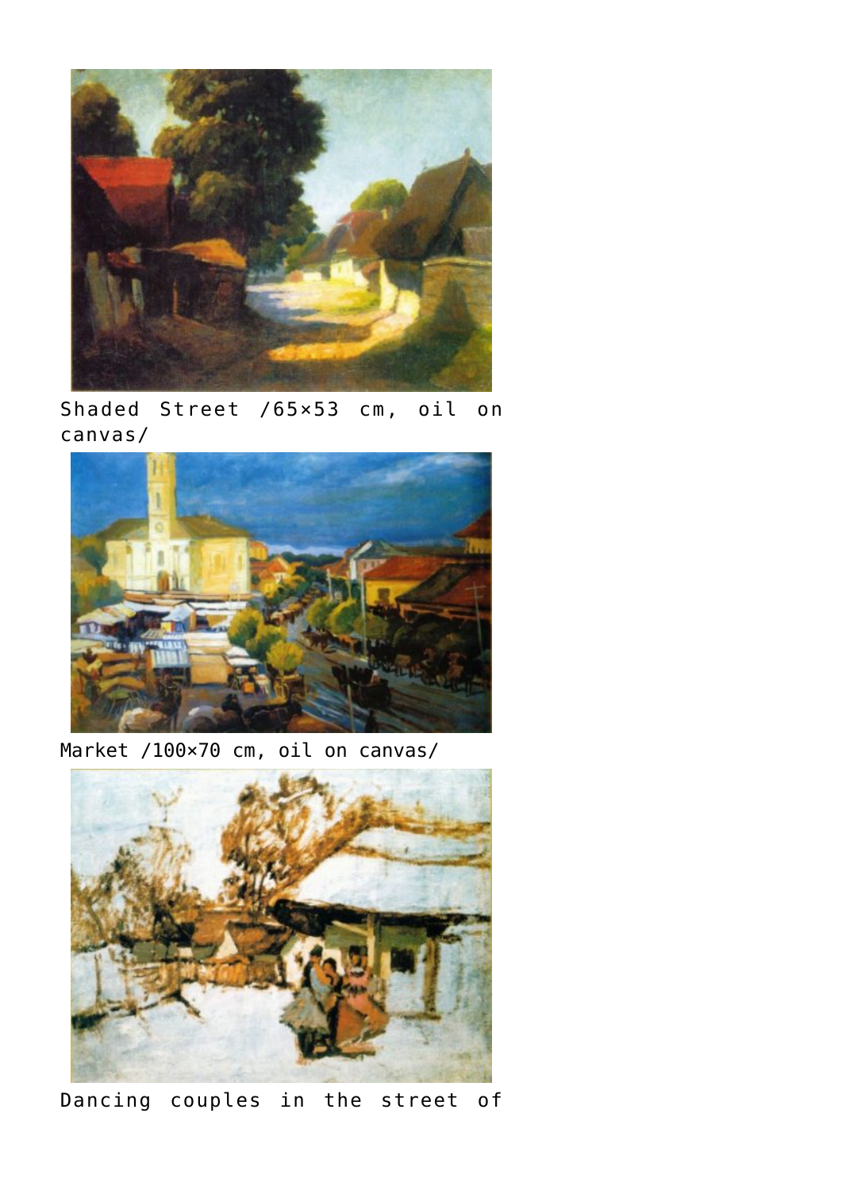Shaded Street /65×53 cm, oil on canvas/

Market /100×70 cm, oil on canvas/

Dancing couples in the street of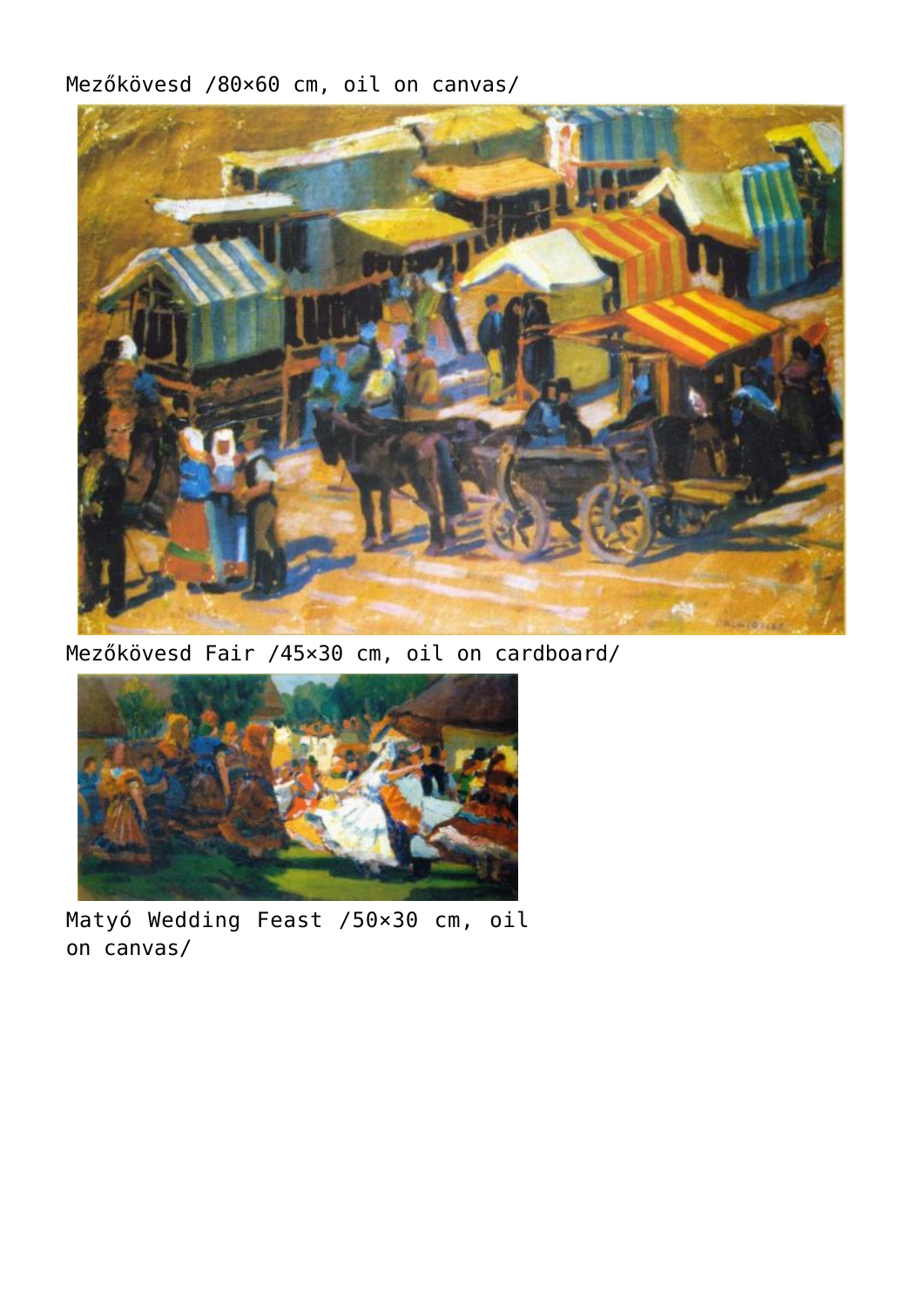Mezőkövesd /80×60 cm, oil on canvas/

Mezőkövesd Fair /45×30 cm, oil on cardboard/

Matyó Wedding Feast /50×30 cm, oil on canvas/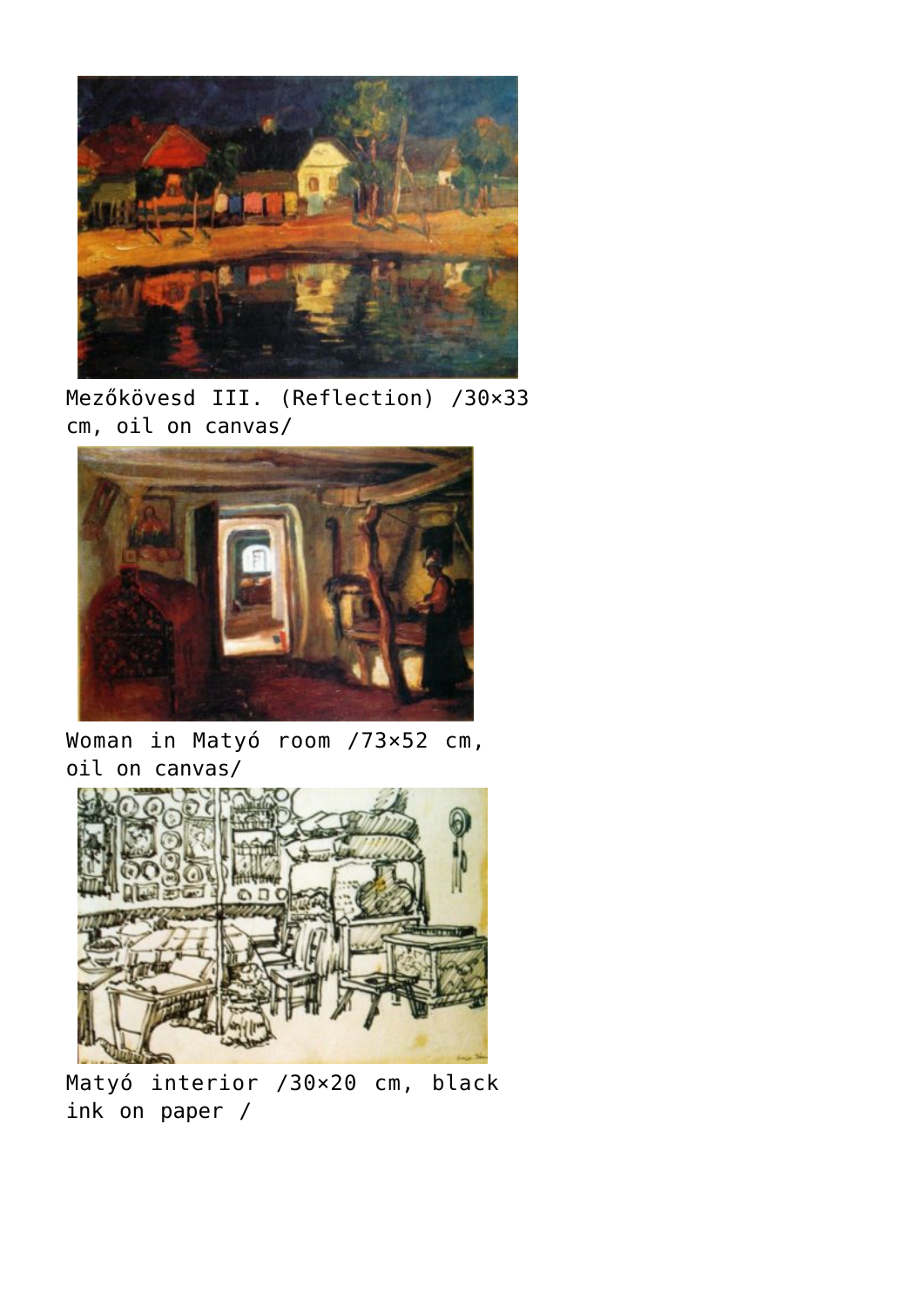Mezőkövesd III. (Reflection) /30×33 cm, oil on canvas/

Woman in Matyó room /73×52 cm, oil on canvas/

Matyó interior /30×20 cm, black ink on paper /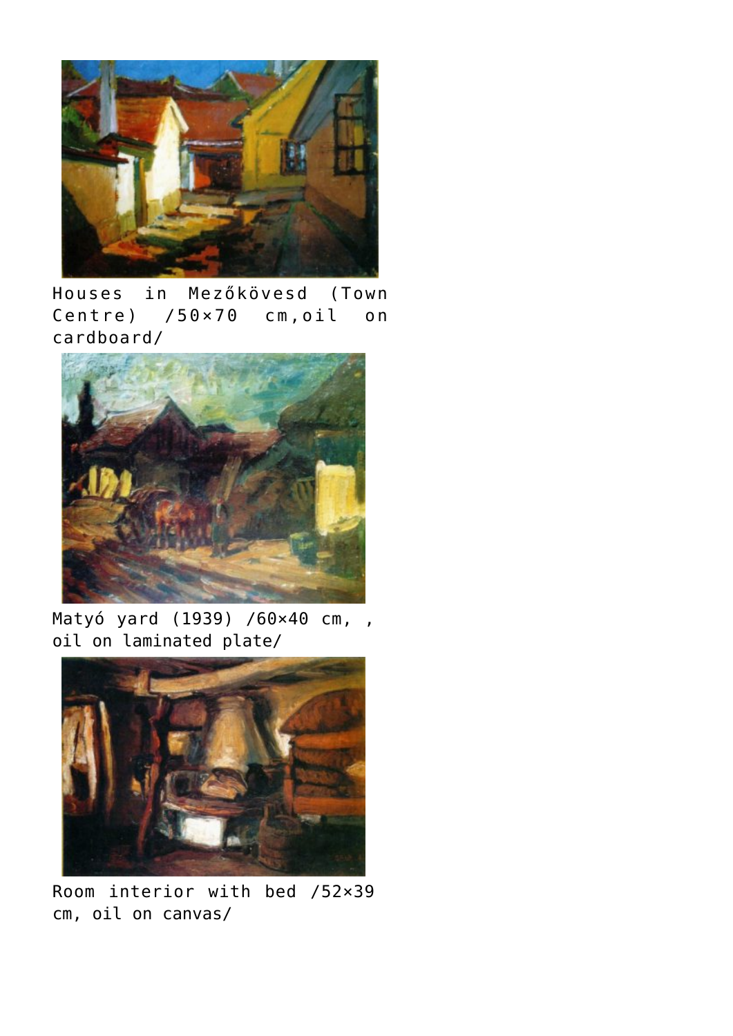Houses in Mezőkövesd (Town Centre) /50×70 cm,oil on cardboard/

Matyó yard (1939) /60×40 cm, , oil on laminated plate/

Room interior with bed /52×39 cm, oil on canvas/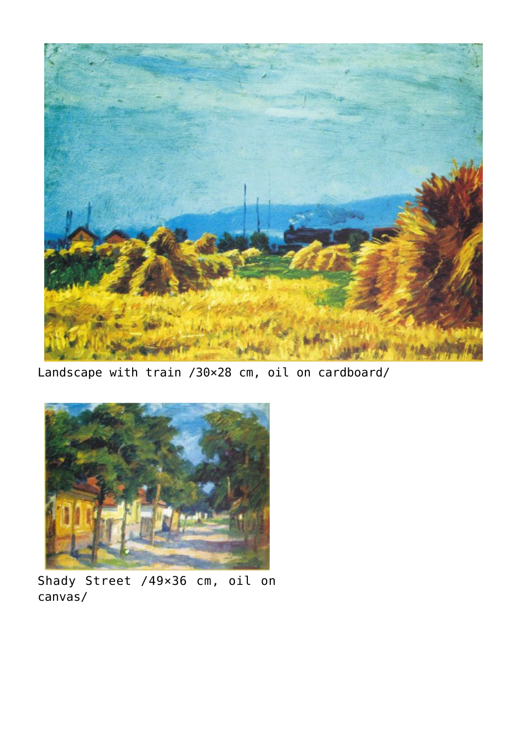Landscape with train /30×28 cm, oil on cardboard/

Shady Street /49×36 cm, oil on canvas/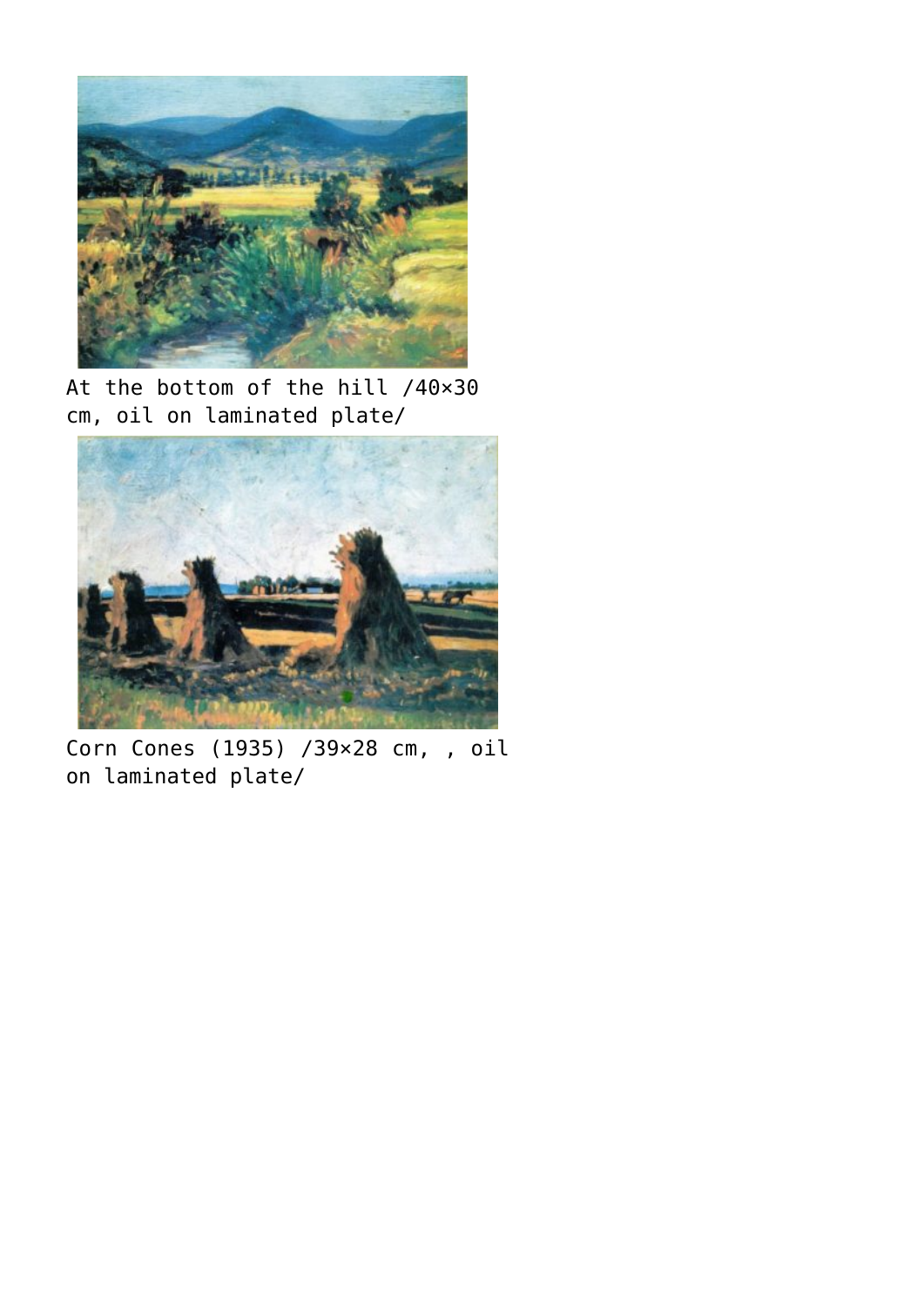At the bottom of the hill /40×30 cm, oil on laminated plate/

Corn Cones (1935) /39×28 cm, , oil on laminated plate/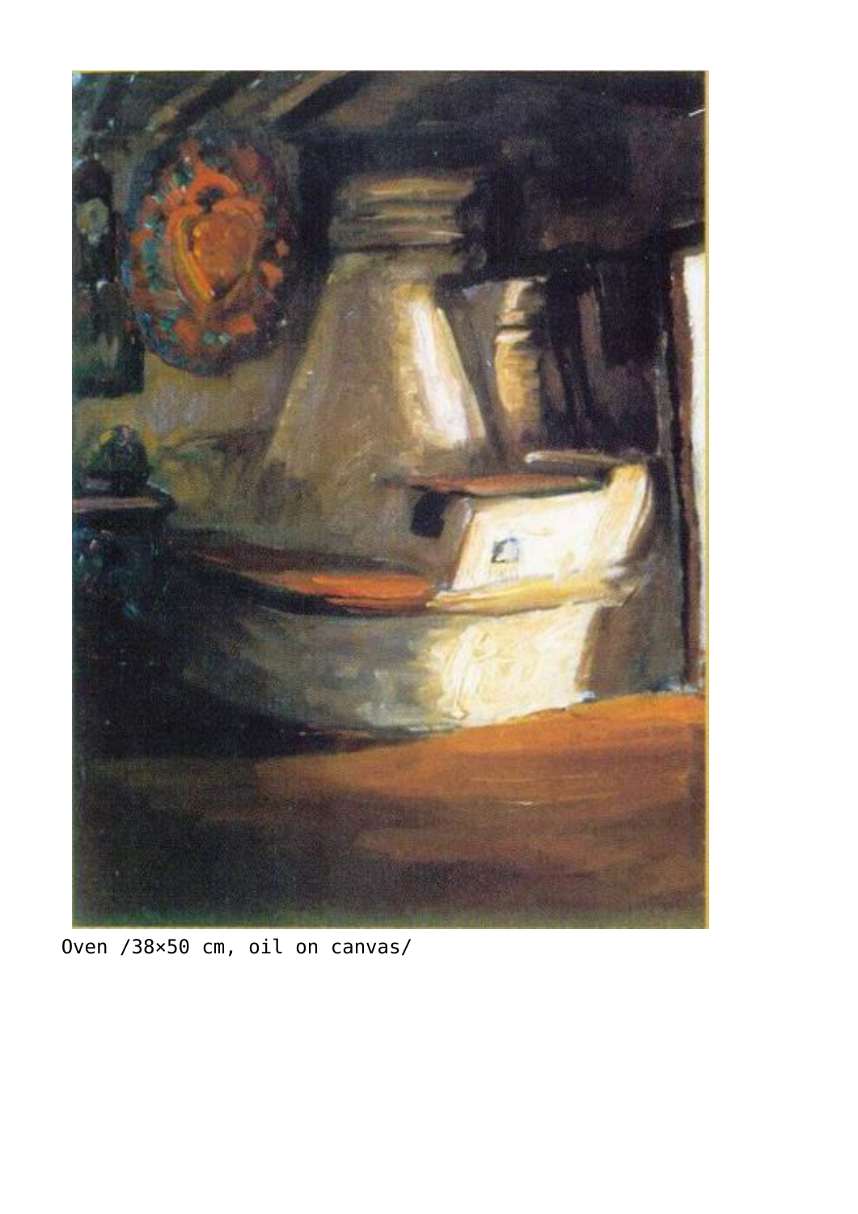Oven /38×50 cm, oil on canvas/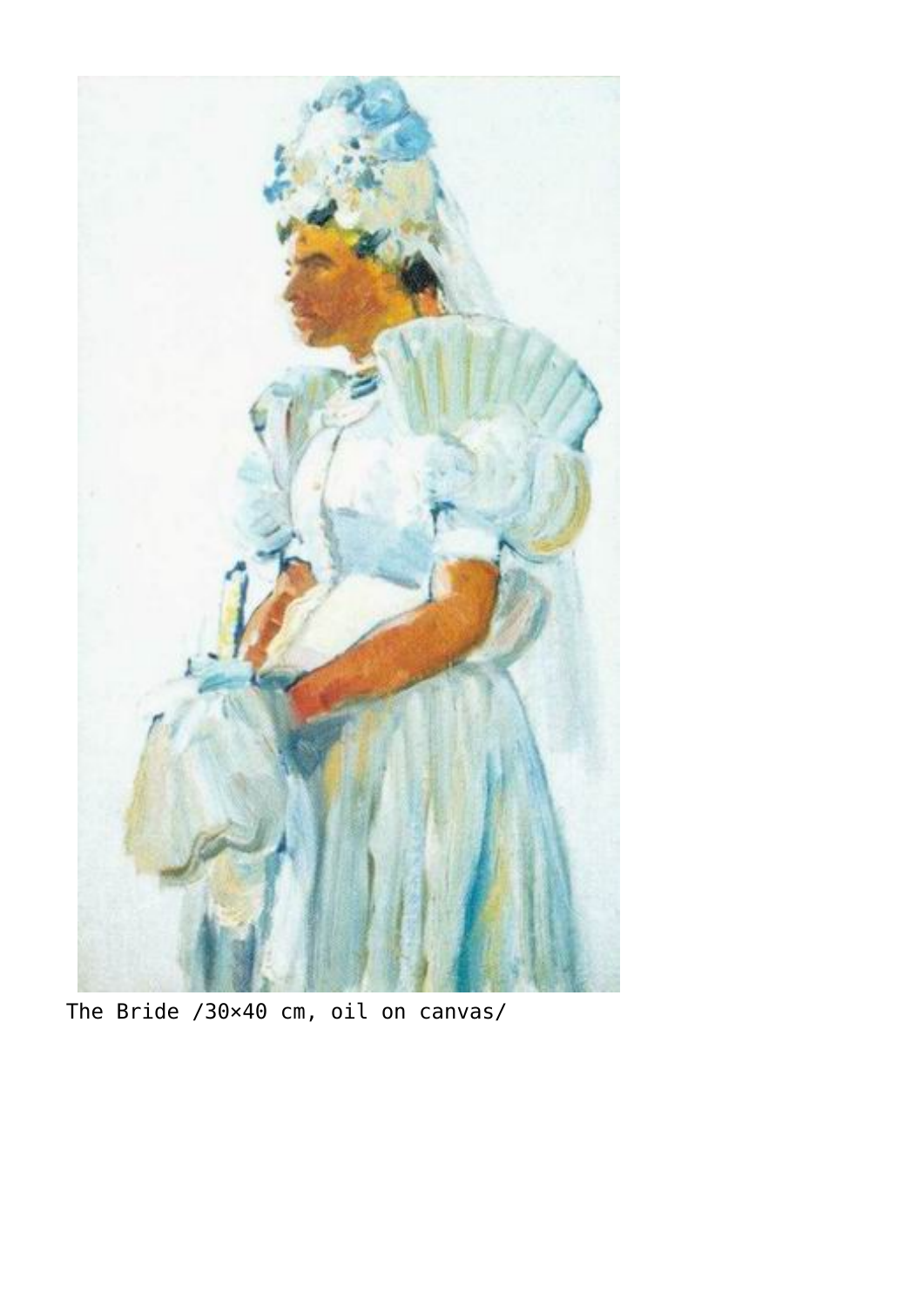The Bride /30×40 cm, oil on canvas/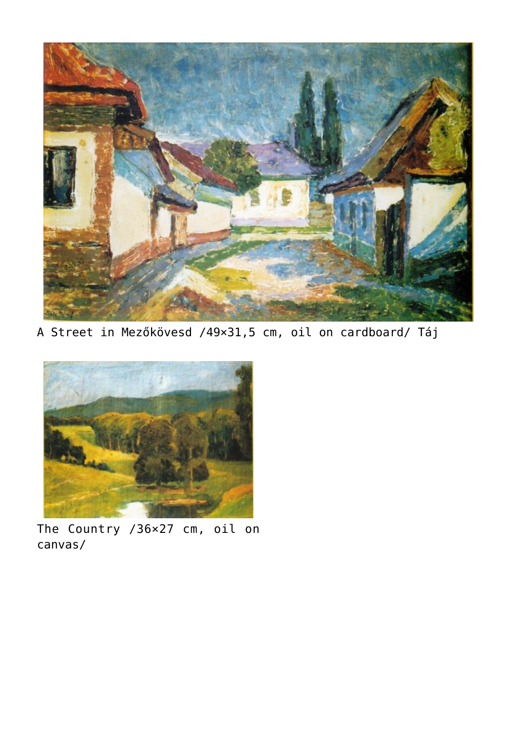A Street in Mezőkövesd /49×31,5 cm, oil on cardboard/ Táj

The Country /36×27 cm, oil on canvas/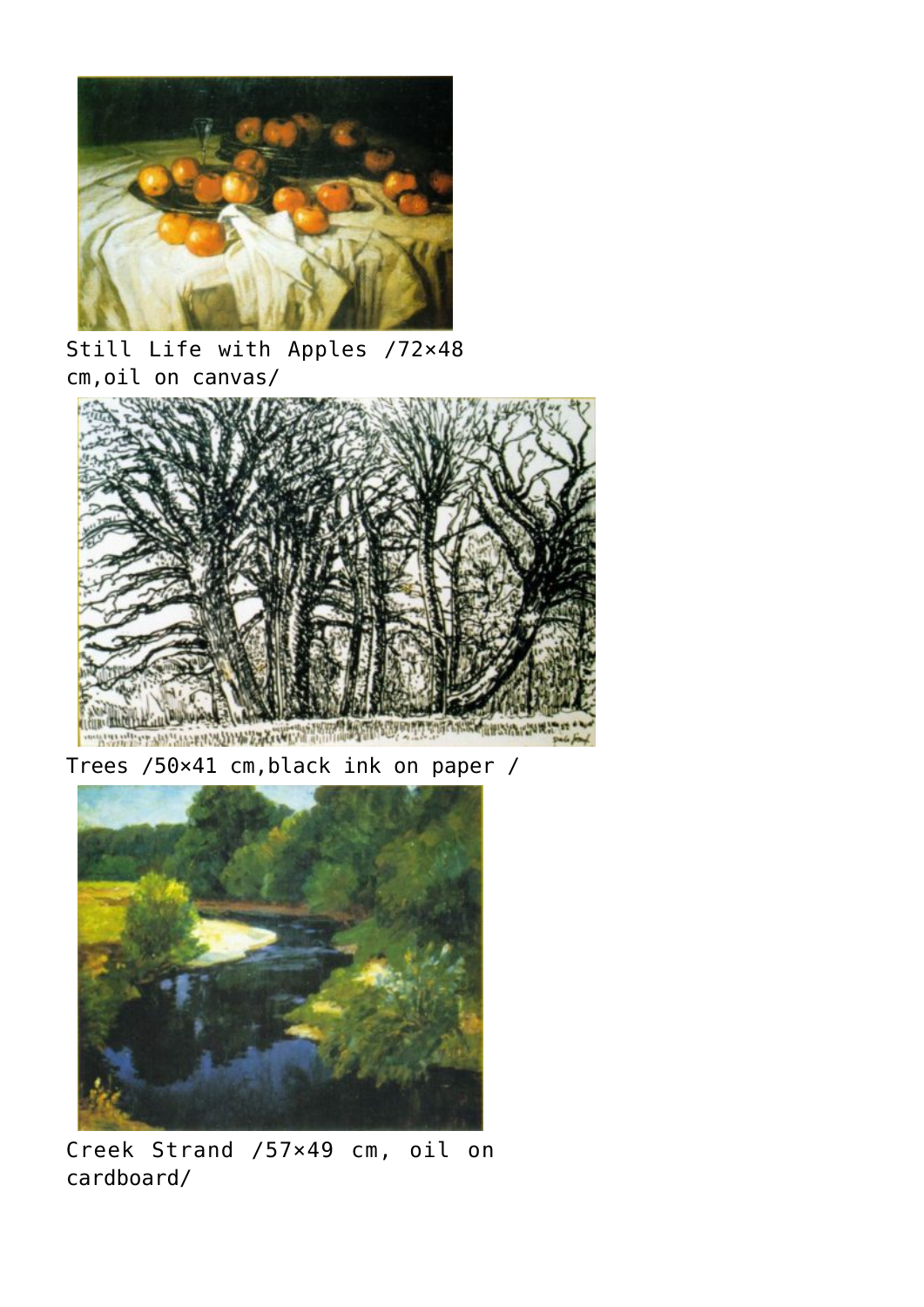Still Life with Apples /72×48 cm,oil on canvas/

Trees /50×41 cm,black ink on paper /

Creek Strand /57×49 cm, oil on cardboard/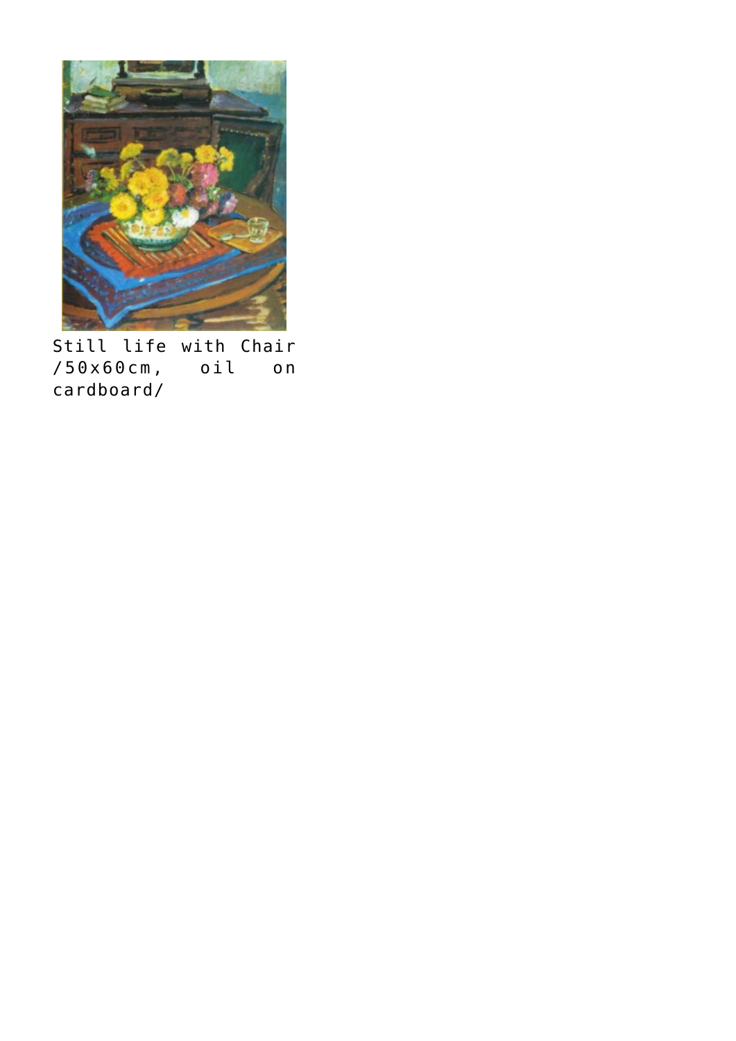Still life with Chair /50x60cm, oil on cardboard/